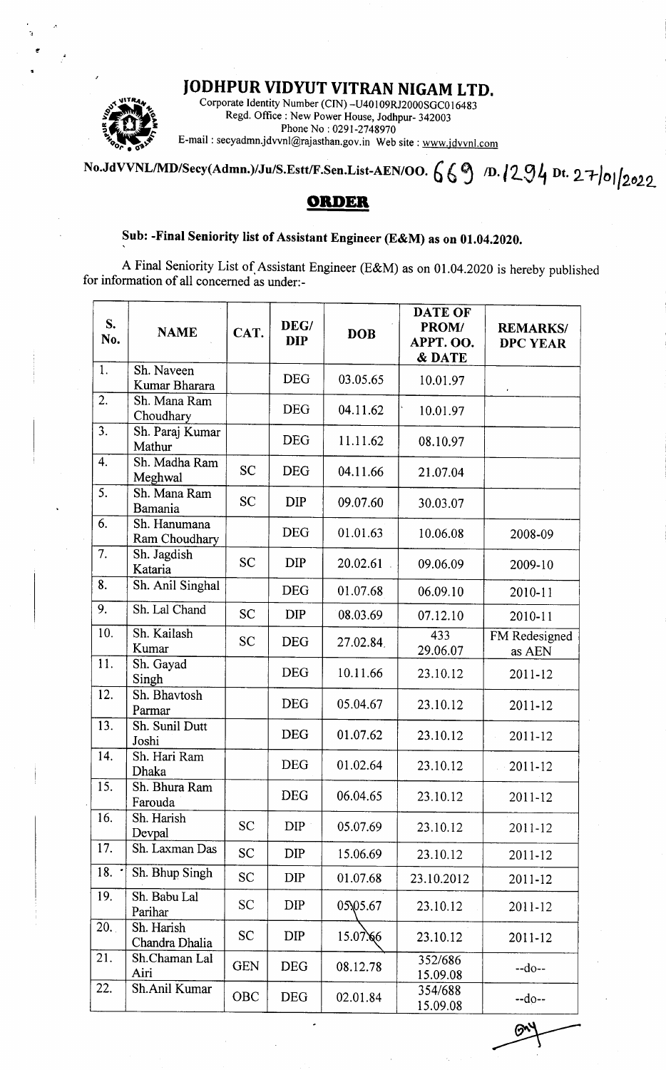# JODHPUR VIDYUT VITRAN NIGAM LTD.

Corporate Identity Number (CIN) –U40109RJ2000SGC016483
Regd. Office : New Power House, Jodhpur- 342003
Phone No : 0291-2748970
E-mail : secyadmn.jdvvnl@rajasthan.gov.in Web site : www.jdvvnl.com

**No.JdVVNL/MD/Secy(Admn.)/Ju/S.Estt/F.Sen.List-AEN/OO. 669 /D. 1294 Dt. 27/01/2022**

## ORDER

**Sub: -Final Seniority list of Assistant Engineer (E&M) as on 01.04.2020.**

A Final Seniority List of Assistant Engineer (E&M) as on 01.04.2020 is hereby published for information of all concerned as under:-

| S. No. | NAME | CAT. | DEG/ DIP | DOB | DATE OF PROM/ APPT. OO. & DATE | REMARKS/ DPC YEAR |
|---|---|---|---|---|---|---|
| 1. | Sh. Naveen Kumar Bharara | | DEG | 03.05.65 | 10.01.97 | |
| 2. | Sh. Mana Ram Choudhary | | DEG | 04.11.62 | 10.01.97 | |
| 3. | Sh. Paraj Kumar Mathur | | DEG | 11.11.62 | 08.10.97 | |
| 4. | Sh. Madha Ram Meghwal | SC | DEG | 04.11.66 | 21.07.04 | |
| 5. | Sh. Mana Ram Bamania | SC | DIP | 09.07.60 | 30.03.07 | |
| 6. | Sh. Hanumana Ram Choudhary | | DEG | 01.01.63 | 10.06.08 | 2008-09 |
| 7. | Sh. Jagdish Kataria | SC | DIP | 20.02.61 | 09.06.09 | 2009-10 |
| 8. | Sh. Anil Singhal | | DEG | 01.07.68 | 06.09.10 | 2010-11 |
| 9. | Sh. Lal Chand | SC | DIP | 08.03.69 | 07.12.10 | 2010-11 |
| 10. | Sh. Kailash Kumar | SC | DEG | 27.02.84 | 433 29.06.07 | FM Redesigned as AEN |
| 11. | Sh. Gayad Singh | | DEG | 10.11.66 | 23.10.12 | 2011-12 |
| 12. | Sh. Bhavtosh Parmar | | DEG | 05.04.67 | 23.10.12 | 2011-12 |
| 13. | Sh. Sunil Dutt Joshi | | DEG | 01.07.62 | 23.10.12 | 2011-12 |
| 14. | Sh. Hari Ram Dhaka | | DEG | 01.02.64 | 23.10.12 | 2011-12 |
| 15. | Sh. Bhura Ram Farouda | | DEG | 06.04.65 | 23.10.12 | 2011-12 |
| 16. | Sh. Harish Devpal | SC | DIP | 05.07.69 | 23.10.12 | 2011-12 |
| 17. | Sh. Laxman Das | SC | DIP | 15.06.69 | 23.10.12 | 2011-12 |
| 18. | Sh. Bhup Singh | SC | DIP | 01.07.68 | 23.10.2012 | 2011-12 |
| 19. | Sh. Babu Lal Parihar | SC | DIP | 05.05.67 | 23.10.12 | 2011-12 |
| 20. | Sh. Harish Chandra Dhalia | SC | DIP | 15.07.66 | 23.10.12 | 2011-12 |
| 21. | Sh.Chaman Lal Airi | GEN | DEG | 08.12.78 | 352/686 15.09.08 | --do-- |
| 22. | Sh.Anil Kumar | OBC | DEG | 02.01.84 | 354/688 15.09.08 | --do-- |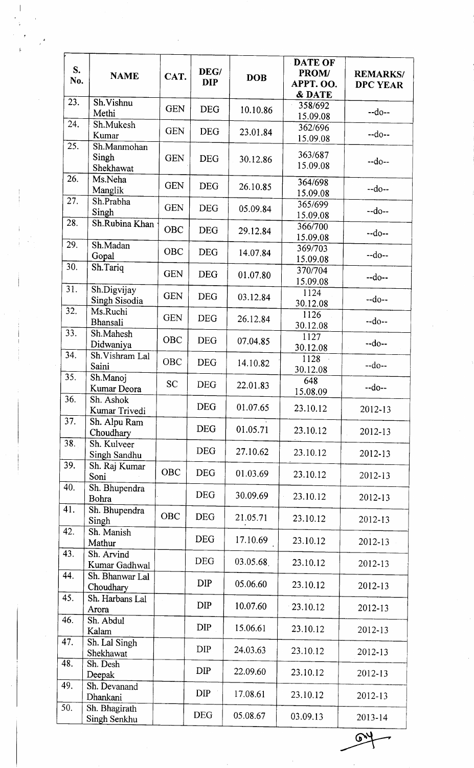| S. No. | NAME | CAT. | DEG/ DIP | DOB | DATE OF PROM/ APPT. OO. & DATE | REMARKS/ DPC YEAR |
|---|---|---|---|---|---|---|
| 23. | Sh.Vishnu Methi | GEN | DEG | 10.10.86 | 358/692 15.09.08 | --do-- |
| 24. | Sh.Mukesh Kumar | GEN | DEG | 23.01.84 | 362/696 15.09.08 | --do-- |
| 25. | Sh.Manmohan Singh Shekhawat | GEN | DEG | 30.12.86 | 363/687 15.09.08 | --do-- |
| 26. | Ms.Neha Manglik | GEN | DEG | 26.10.85 | 364/698 15.09.08 | --do-- |
| 27. | Sh.Prabha Singh | GEN | DEG | 05.09.84 | 365/699 15.09.08 | --do-- |
| 28. | Sh.Rubina Khan | OBC | DEG | 29.12.84 | 366/700 15.09.08 | --do-- |
| 29. | Sh.Madan Gopal | OBC | DEG | 14.07.84 | 369/703 15.09.08 | --do-- |
| 30. | Sh.Tariq | GEN | DEG | 01.07.80 | 370/704 15.09.08 | --do-- |
| 31. | Sh.Digvijay Singh Sisodia | GEN | DEG | 03.12.84 | 1124 30.12.08 | --do-- |
| 32. | Ms.Ruchi Bhansali | GEN | DEG | 26.12.84 | 1126 30.12.08 | --do-- |
| 33. | Sh.Mahesh Didwaniya | OBC | DEG | 07.04.85 | 1127 30.12.08 | --do-- |
| 34. | Sh.Vishram Lal Saini | OBC | DEG | 14.10.82 | 1128 30.12.08 | --do-- |
| 35. | Sh.Manoj Kumar Deora | SC | DEG | 22.01.83 | 648 15.08.09 | --do-- |
| 36. | Sh. Ashok Kumar Trivedi | | DEG | 01.07.65 | 23.10.12 | 2012-13 |
| 37. | Sh. Alpu Ram Choudhary | | DEG | 01.05.71 | 23.10.12 | 2012-13 |
| 38. | Sh. Kulveer Singh Sandhu | | DEG | 27.10.62 | 23.10.12 | 2012-13 |
| 39. | Sh. Raj Kumar Soni | OBC | DEG | 01.03.69 | 23.10.12 | 2012-13 |
| 40. | Sh. Bhupendra Bohra | | DEG | 30.09.69 | 23.10.12 | 2012-13 |
| 41. | Sh. Bhupendra Singh | OBC | DEG | 21.05.71 | 23.10.12 | 2012-13 |
| 42. | Sh. Manish Mathur | | DEG | 17.10.69 | 23.10.12 | 2012-13 |
| 43. | Sh. Arvind Kumar Gadhwal | | DEG | 03.05.68 | 23.10.12 | 2012-13 |
| 44. | Sh. Bhanwar Lal Choudhary | | DIP | 05.06.60 | 23.10.12 | 2012-13 |
| 45. | Sh. Harbans Lal Arora | | DIP | 10.07.60 | 23.10.12 | 2012-13 |
| 46. | Sh. Abdul Kalam | | DIP | 15.06.61 | 23.10.12 | 2012-13 |
| 47. | Sh. Lal Singh Shekhawat | | DIP | 24.03.63 | 23.10.12 | 2012-13 |
| 48. | Sh. Desh Deepak | | DIP | 22.09.60 | 23.10.12 | 2012-13 |
| 49. | Sh. Devanand Dhankani | | DIP | 17.08.61 | 23.10.12 | 2012-13 |
| 50. | Sh. Bhagirath Singh Senkhu | | DEG | 05.08.67 | 03.09.13 | 2013-14 |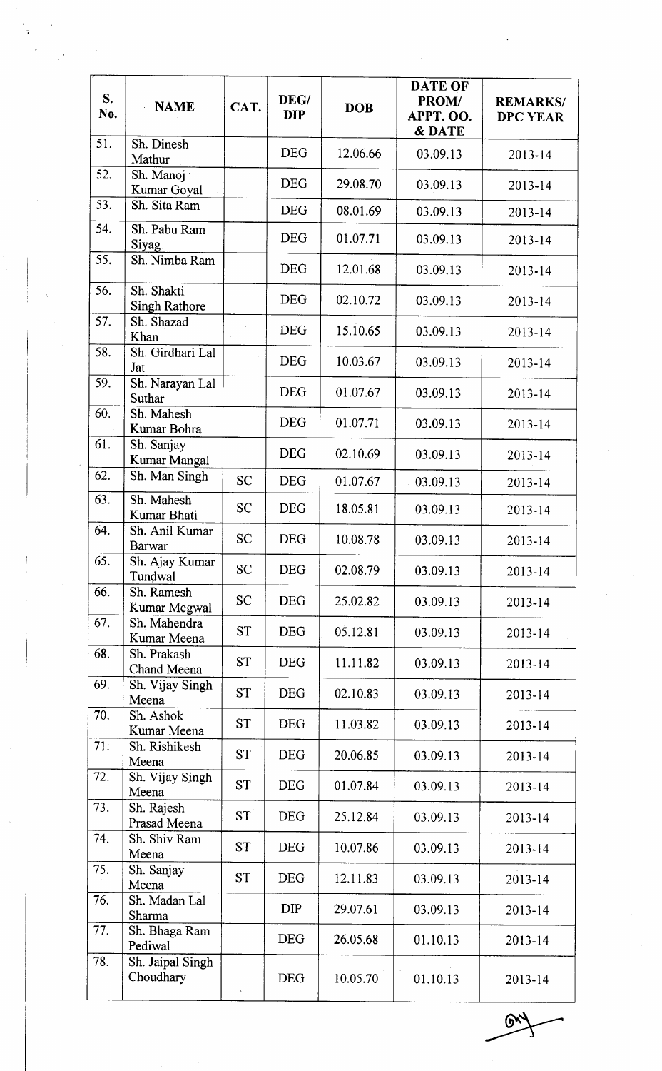| S. No. | NAME | CAT. | DEG/ DIP | DOB | DATE OF PROM/ APPT. OO. & DATE | REMARKS/ DPC YEAR |
|---|---|---|---|---|---|---|
| 51. | Sh. Dinesh Mathur | | DEG | 12.06.66 | 03.09.13 | 2013-14 |
| 52. | Sh. Manoj Kumar Goyal | | DEG | 29.08.70 | 03.09.13 | 2013-14 |
| 53. | Sh. Sita Ram | | DEG | 08.01.69 | 03.09.13 | 2013-14 |
| 54. | Sh. Pabu Ram Siyag | | DEG | 01.07.71 | 03.09.13 | 2013-14 |
| 55. | Sh. Nimba Ram | | DEG | 12.01.68 | 03.09.13 | 2013-14 |
| 56. | Sh. Shakti Singh Rathore | | DEG | 02.10.72 | 03.09.13 | 2013-14 |
| 57. | Sh. Shazad Khan | | DEG | 15.10.65 | 03.09.13 | 2013-14 |
| 58. | Sh. Girdhari Lal Jat | | DEG | 10.03.67 | 03.09.13 | 2013-14 |
| 59. | Sh. Narayan Lal Suthar | | DEG | 01.07.67 | 03.09.13 | 2013-14 |
| 60. | Sh. Mahesh Kumar Bohra | | DEG | 01.07.71 | 03.09.13 | 2013-14 |
| 61. | Sh. Sanjay Kumar Mangal | | DEG | 02.10.69 | 03.09.13 | 2013-14 |
| 62. | Sh. Man Singh | SC | DEG | 01.07.67 | 03.09.13 | 2013-14 |
| 63. | Sh. Mahesh Kumar Bhati | SC | DEG | 18.05.81 | 03.09.13 | 2013-14 |
| 64. | Sh. Anil Kumar Barwar | SC | DEG | 10.08.78 | 03.09.13 | 2013-14 |
| 65. | Sh. Ajay Kumar Tundwal | SC | DEG | 02.08.79 | 03.09.13 | 2013-14 |
| 66. | Sh. Ramesh Kumar Megwal | SC | DEG | 25.02.82 | 03.09.13 | 2013-14 |
| 67. | Sh. Mahendra Kumar Meena | ST | DEG | 05.12.81 | 03.09.13 | 2013-14 |
| 68. | Sh. Prakash Chand Meena | ST | DEG | 11.11.82 | 03.09.13 | 2013-14 |
| 69. | Sh. Vijay Singh Meena | ST | DEG | 02.10.83 | 03.09.13 | 2013-14 |
| 70. | Sh. Ashok Kumar Meena | ST | DEG | 11.03.82 | 03.09.13 | 2013-14 |
| 71. | Sh. Rishikesh Meena | ST | DEG | 20.06.85 | 03.09.13 | 2013-14 |
| 72. | Sh. Vijay Singh Meena | ST | DEG | 01.07.84 | 03.09.13 | 2013-14 |
| 73. | Sh. Rajesh Prasad Meena | ST | DEG | 25.12.84 | 03.09.13 | 2013-14 |
| 74. | Sh. Shiv Ram Meena | ST | DEG | 10.07.86 | 03.09.13 | 2013-14 |
| 75. | Sh. Sanjay Meena | ST | DEG | 12.11.83 | 03.09.13 | 2013-14 |
| 76. | Sh. Madan Lal Sharma | | DIP | 29.07.61 | 03.09.13 | 2013-14 |
| 77. | Sh. Bhaga Ram Pediwal | | DEG | 26.05.68 | 01.10.13 | 2013-14 |
| 78. | Sh. Jaipal Singh Choudhary | | DEG | 10.05.70 | 01.10.13 | 2013-14 |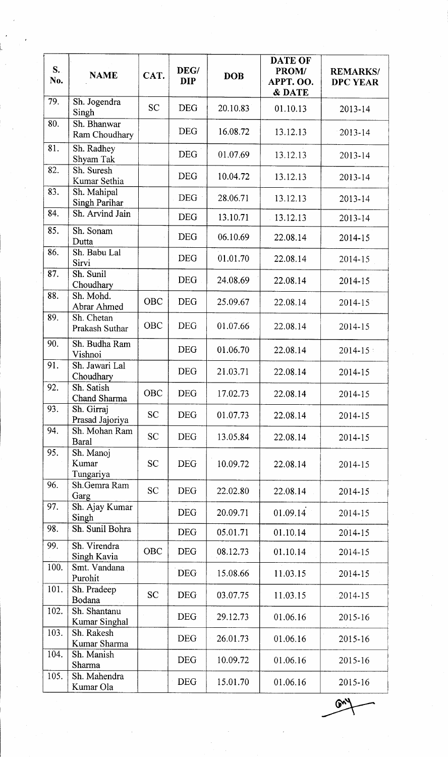| S. No. | NAME | CAT. | DEG/ DIP | DOB | DATE OF PROM/ APPT. OO. & DATE | REMARKS/ DPC YEAR |
|---|---|---|---|---|---|---|
| 79. | Sh. Jogendra Singh | SC | DEG | 20.10.83 | 01.10.13 | 2013-14 |
| 80. | Sh. Bhanwar Ram Choudhary | | DEG | 16.08.72 | 13.12.13 | 2013-14 |
| 81. | Sh. Radhey Shyam Tak | | DEG | 01.07.69 | 13.12.13 | 2013-14 |
| 82. | Sh. Suresh Kumar Sethia | | DEG | 10.04.72 | 13.12.13 | 2013-14 |
| 83. | Sh. Mahipal Singh Parihar | | DEG | 28.06.71 | 13.12.13 | 2013-14 |
| 84. | Sh. Arvind Jain | | DEG | 13.10.71 | 13.12.13 | 2013-14 |
| 85. | Sh. Sonam Dutta | | DEG | 06.10.69 | 22.08.14 | 2014-15 |
| 86. | Sh. Babu Lal Sirvi | | DEG | 01.01.70 | 22.08.14 | 2014-15 |
| 87. | Sh. Sunil Choudhary | | DEG | 24.08.69 | 22.08.14 | 2014-15 |
| 88. | Sh. Mohd. Abrar Ahmed | OBC | DEG | 25.09.67 | 22.08.14 | 2014-15 |
| 89. | Sh. Chetan Prakash Suthar | OBC | DEG | 01.07.66 | 22.08.14 | 2014-15 |
| 90. | Sh. Budha Ram Vishnoi | | DEG | 01.06.70 | 22.08.14 | 2014-15 |
| 91. | Sh. Jawari Lal Choudhary | | DEG | 21.03.71 | 22.08.14 | 2014-15 |
| 92. | Sh. Satish Chand Sharma | OBC | DEG | 17.02.73 | 22.08.14 | 2014-15 |
| 93. | Sh. Girraj Prasad Jajoriya | SC | DEG | 01.07.73 | 22.08.14 | 2014-15 |
| 94. | Sh. Mohan Ram Baral | SC | DEG | 13.05.84 | 22.08.14 | 2014-15 |
| 95. | Sh. Manoj Kumar Tungariya | SC | DEG | 10.09.72 | 22.08.14 | 2014-15 |
| 96. | Sh.Gemra Ram Garg | SC | DEG | 22.02.80 | 22.08.14 | 2014-15 |
| 97. | Sh. Ajay Kumar Singh | | DEG | 20.09.71 | 01.09.14 | 2014-15 |
| 98. | Sh. Sunil Bohra | | DEG | 05.01.71 | 01.10.14 | 2014-15 |
| 99. | Sh. Virendra Singh Kavia | OBC | DEG | 08.12.73 | 01.10.14 | 2014-15 |
| 100. | Smt. Vandana Purohit | | DEG | 15.08.66 | 11.03.15 | 2014-15 |
| 101. | Sh. Pradeep Bodana | SC | DEG | 03.07.75 | 11.03.15 | 2014-15 |
| 102. | Sh. Shantanu Kumar Singhal | | DEG | 29.12.73 | 01.06.16 | 2015-16 |
| 103. | Sh. Rakesh Kumar Sharma | | DEG | 26.01.73 | 01.06.16 | 2015-16 |
| 104. | Sh. Manish Sharma | | DEG | 10.09.72 | 01.06.16 | 2015-16 |
| 105. | Sh. Mahendra Kumar Ola | | DEG | 15.01.70 | 01.06.16 | 2015-16 |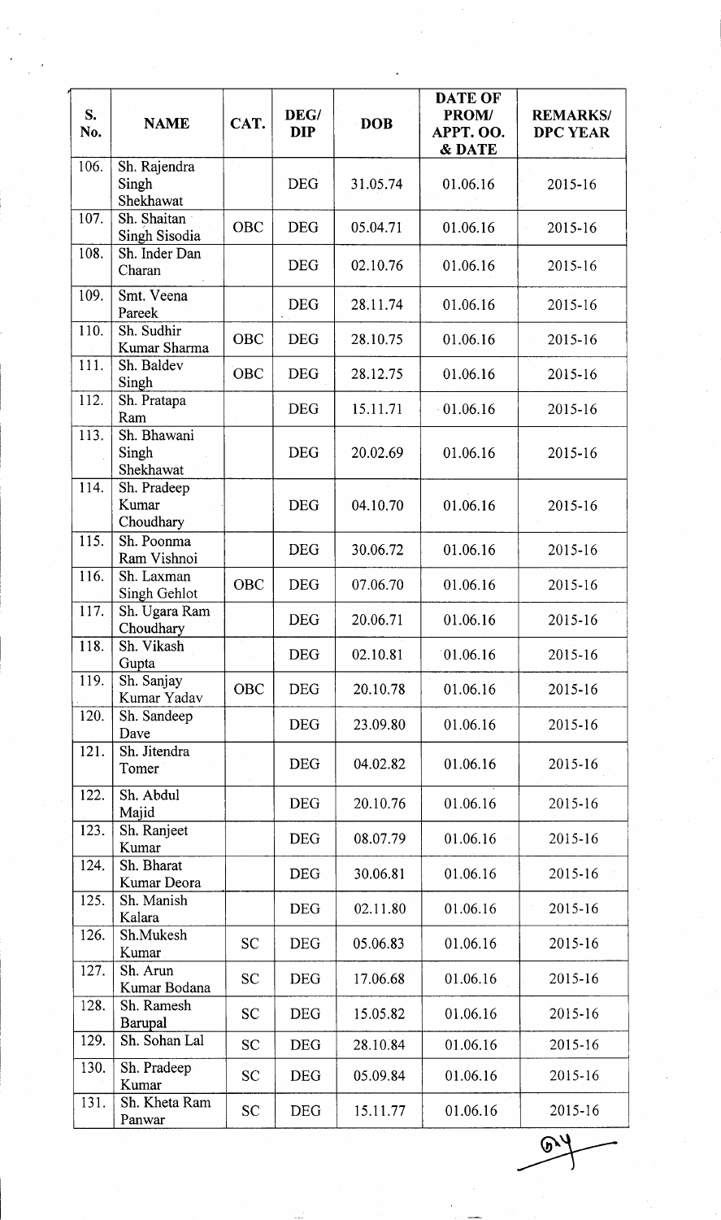| S. No. | NAME | CAT. | DEG/ DIP | DOB | DATE OF PROM/ APPT. OO. & DATE | REMARKS/ DPC YEAR |
|---|---|---|---|---|---|---|
| 106. | Sh. Rajendra Singh Shekhawat | | DEG | 31.05.74 | 01.06.16 | 2015-16 |
| 107. | Sh. Shaitan Singh Sisodia | OBC | DEG | 05.04.71 | 01.06.16 | 2015-16 |
| 108. | Sh. Inder Dan Charan | | DEG | 02.10.76 | 01.06.16 | 2015-16 |
| 109. | Smt. Veena Pareek | | DEG | 28.11.74 | 01.06.16 | 2015-16 |
| 110. | Sh. Sudhir Kumar Sharma | OBC | DEG | 28.10.75 | 01.06.16 | 2015-16 |
| 111. | Sh. Baldev Singh | OBC | DEG | 28.12.75 | 01.06.16 | 2015-16 |
| 112. | Sh. Pratapa Ram | | DEG | 15.11.71 | 01.06.16 | 2015-16 |
| 113. | Sh. Bhawani Singh Shekhawat | | DEG | 20.02.69 | 01.06.16 | 2015-16 |
| 114. | Sh. Pradeep Kumar Choudhary | | DEG | 04.10.70 | 01.06.16 | 2015-16 |
| 115. | Sh. Poonma Ram Vishnoi | | DEG | 30.06.72 | 01.06.16 | 2015-16 |
| 116. | Sh. Laxman Singh Gehlot | OBC | DEG | 07.06.70 | 01.06.16 | 2015-16 |
| 117. | Sh. Ugara Ram Choudhary | | DEG | 20.06.71 | 01.06.16 | 2015-16 |
| 118. | Sh. Vikash Gupta | | DEG | 02.10.81 | 01.06.16 | 2015-16 |
| 119. | Sh. Sanjay Kumar Yadav | OBC | DEG | 20.10.78 | 01.06.16 | 2015-16 |
| 120. | Sh. Sandeep Dave | | DEG | 23.09.80 | 01.06.16 | 2015-16 |
| 121. | Sh. Jitendra Tomer | | DEG | 04.02.82 | 01.06.16 | 2015-16 |
| 122. | Sh. Abdul Majid | | DEG | 20.10.76 | 01.06.16 | 2015-16 |
| 123. | Sh. Ranjeet Kumar | | DEG | 08.07.79 | 01.06.16 | 2015-16 |
| 124. | Sh. Bharat Kumar Deora | | DEG | 30.06.81 | 01.06.16 | 2015-16 |
| 125. | Sh. Manish Kalara | | DEG | 02.11.80 | 01.06.16 | 2015-16 |
| 126. | Sh.Mukesh Kumar | SC | DEG | 05.06.83 | 01.06.16 | 2015-16 |
| 127. | Sh. Arun Kumar Bodana | SC | DEG | 17.06.68 | 01.06.16 | 2015-16 |
| 128. | Sh. Ramesh Barupal | SC | DEG | 15.05.82 | 01.06.16 | 2015-16 |
| 129. | Sh. Sohan Lal | SC | DEG | 28.10.84 | 01.06.16 | 2015-16 |
| 130. | Sh. Pradeep Kumar | SC | DEG | 05.09.84 | 01.06.16 | 2015-16 |
| 131. | Sh. Kheta Ram Panwar | SC | DEG | 15.11.77 | 01.06.16 | 2015-16 |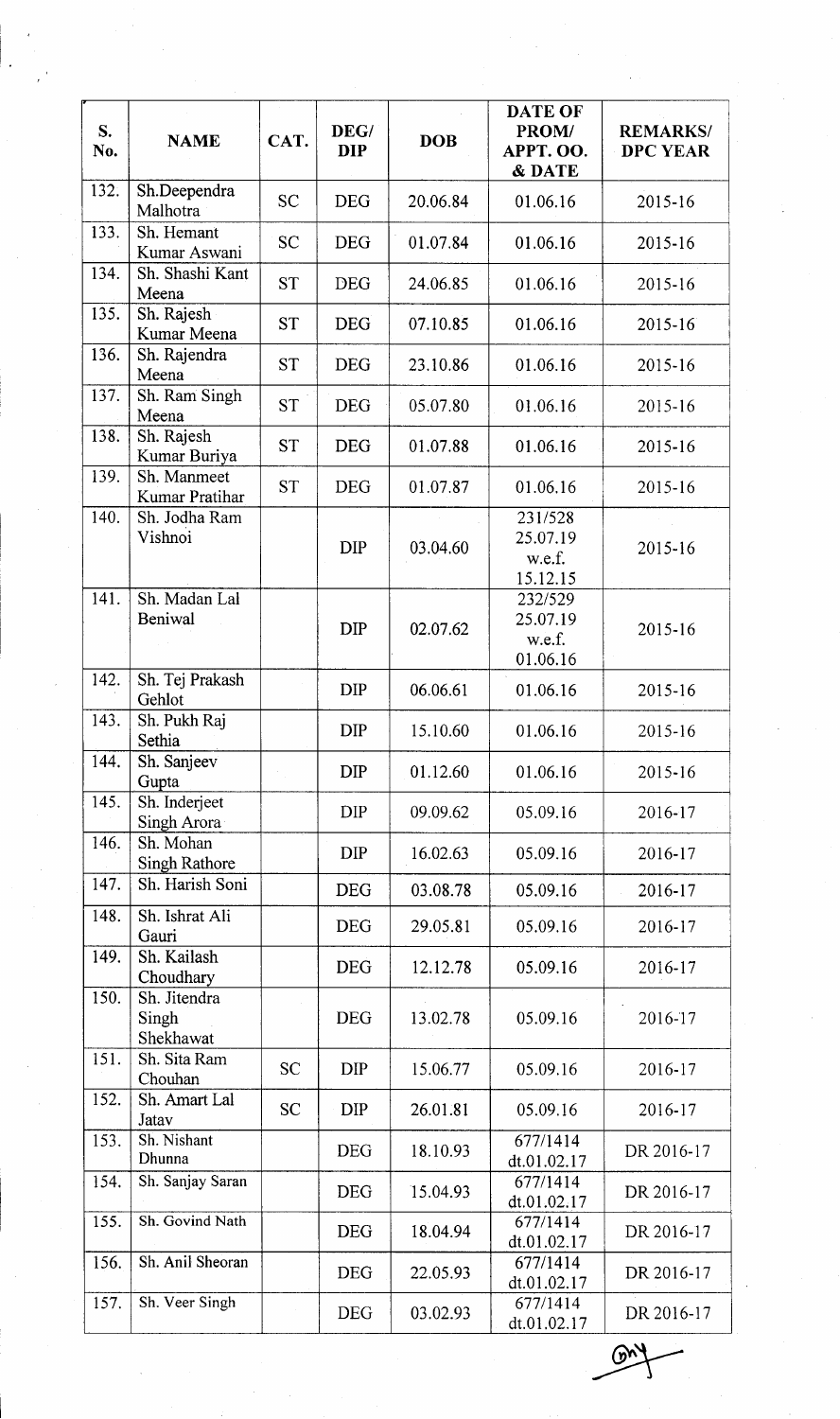| S. No. | NAME | CAT. | DEG/ DIP | DOB | DATE OF PROM/ APPT. OO. & DATE | REMARKS/ DPC YEAR |
|---|---|---|---|---|---|---|
| 132. | Sh.Deependra Malhotra | SC | DEG | 20.06.84 | 01.06.16 | 2015-16 |
| 133. | Sh. Hemant Kumar Aswani | SC | DEG | 01.07.84 | 01.06.16 | 2015-16 |
| 134. | Sh. Shashi Kant Meena | ST | DEG | 24.06.85 | 01.06.16 | 2015-16 |
| 135. | Sh. Rajesh Kumar Meena | ST | DEG | 07.10.85 | 01.06.16 | 2015-16 |
| 136. | Sh. Rajendra Meena | ST | DEG | 23.10.86 | 01.06.16 | 2015-16 |
| 137. | Sh. Ram Singh Meena | ST | DEG | 05.07.80 | 01.06.16 | 2015-16 |
| 138. | Sh. Rajesh Kumar Buriya | ST | DEG | 01.07.88 | 01.06.16 | 2015-16 |
| 139. | Sh. Manmeet Kumar Pratihar | ST | DEG | 01.07.87 | 01.06.16 | 2015-16 |
| 140. | Sh. Jodha Ram Vishnoi | | DIP | 03.04.60 | 231/528 25.07.19 w.e.f. 15.12.15 | 2015-16 |
| 141. | Sh. Madan Lal Beniwal | | DIP | 02.07.62 | 232/529 25.07.19 w.e.f. 01.06.16 | 2015-16 |
| 142. | Sh. Tej Prakash Gehlot | | DIP | 06.06.61 | 01.06.16 | 2015-16 |
| 143. | Sh. Pukh Raj Sethia | | DIP | 15.10.60 | 01.06.16 | 2015-16 |
| 144. | Sh. Sanjeev Gupta | | DIP | 01.12.60 | 01.06.16 | 2015-16 |
| 145. | Sh. Inderjeet Singh Arora | | DIP | 09.09.62 | 05.09.16 | 2016-17 |
| 146. | Sh. Mohan Singh Rathore | | DIP | 16.02.63 | 05.09.16 | 2016-17 |
| 147. | Sh. Harish Soni | | DEG | 03.08.78 | 05.09.16 | 2016-17 |
| 148. | Sh. Ishrat Ali Gauri | | DEG | 29.05.81 | 05.09.16 | 2016-17 |
| 149. | Sh. Kailash Choudhary | | DEG | 12.12.78 | 05.09.16 | 2016-17 |
| 150. | Sh. Jitendra Singh Shekhawat | | DEG | 13.02.78 | 05.09.16 | 2016-17 |
| 151. | Sh. Sita Ram Chouhan | SC | DIP | 15.06.77 | 05.09.16 | 2016-17 |
| 152. | Sh. Amart Lal Jatav | SC | DIP | 26.01.81 | 05.09.16 | 2016-17 |
| 153. | Sh. Nishant Dhunna | | DEG | 18.10.93 | 677/1414 dt.01.02.17 | DR 2016-17 |
| 154. | Sh. Sanjay Saran | | DEG | 15.04.93 | 677/1414 dt.01.02.17 | DR 2016-17 |
| 155. | Sh. Govind Nath | | DEG | 18.04.94 | 677/1414 dt.01.02.17 | DR 2016-17 |
| 156. | Sh. Anil Sheoran | | DEG | 22.05.93 | 677/1414 dt.01.02.17 | DR 2016-17 |
| 157. | Sh. Veer Singh | | DEG | 03.02.93 | 677/1414 dt.01.02.17 | DR 2016-17 |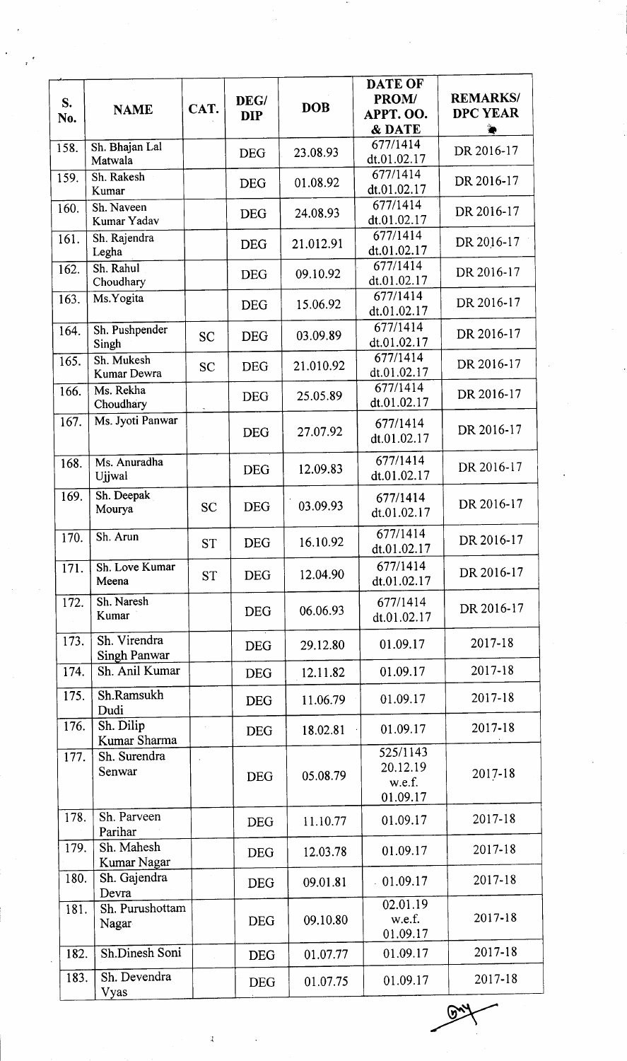| S. No. | NAME | CAT. | DEG/ DIP | DOB | DATE OF PROM/ APPT. OO. & DATE | REMARKS/ DPC YEAR |
|---|---|---|---|---|---|---|
| 158. | Sh. Bhajan Lal Matwala | | DEG | 23.08.93 | 677/1414 dt.01.02.17 | DR 2016-17 |
| 159. | Sh. Rakesh Kumar | | DEG | 01.08.92 | 677/1414 dt.01.02.17 | DR 2016-17 |
| 160. | Sh. Naveen Kumar Yadav | | DEG | 24.08.93 | 677/1414 dt.01.02.17 | DR 2016-17 |
| 161. | Sh. Rajendra Legha | | DEG | 21.012.91 | 677/1414 dt.01.02.17 | DR 2016-17 |
| 162. | Sh. Rahul Choudhary | | DEG | 09.10.92 | 677/1414 dt.01.02.17 | DR 2016-17 |
| 163. | Ms.Yogita | | DEG | 15.06.92 | 677/1414 dt.01.02.17 | DR 2016-17 |
| 164. | Sh. Pushpender Singh | SC | DEG | 03.09.89 | 677/1414 dt.01.02.17 | DR 2016-17 |
| 165. | Sh. Mukesh Kumar Dewra | SC | DEG | 21.010.92 | 677/1414 dt.01.02.17 | DR 2016-17 |
| 166. | Ms. Rekha Choudhary | | DEG | 25.05.89 | 677/1414 dt.01.02.17 | DR 2016-17 |
| 167. | Ms. Jyoti Panwar | | DEG | 27.07.92 | 677/1414 dt.01.02.17 | DR 2016-17 |
| 168. | Ms. Anuradha Ujjwal | | DEG | 12.09.83 | 677/1414 dt.01.02.17 | DR 2016-17 |
| 169. | Sh. Deepak Mourya | SC | DEG | 03.09.93 | 677/1414 dt.01.02.17 | DR 2016-17 |
| 170. | Sh. Arun | ST | DEG | 16.10.92 | 677/1414 dt.01.02.17 | DR 2016-17 |
| 171. | Sh. Love Kumar Meena | ST | DEG | 12.04.90 | 677/1414 dt.01.02.17 | DR 2016-17 |
| 172. | Sh. Naresh Kumar | | DEG | 06.06.93 | 677/1414 dt.01.02.17 | DR 2016-17 |
| 173. | Sh. Virendra Singh Panwar | | DEG | 29.12.80 | 01.09.17 | 2017-18 |
| 174. | Sh. Anil Kumar | | DEG | 12.11.82 | 01.09.17 | 2017-18 |
| 175. | Sh.Ramsukh Dudi | | DEG | 11.06.79 | 01.09.17 | 2017-18 |
| 176. | Sh. Dilip Kumar Sharma | | DEG | 18.02.81 | 01.09.17 | 2017-18 |
| 177. | Sh. Surendra Senwar | | DEG | 05.08.79 | 525/1143 20.12.19 w.e.f. 01.09.17 | 2017-18 |
| 178. | Sh. Parveen Parihar | | DEG | 11.10.77 | 01.09.17 | 2017-18 |
| 179. | Sh. Mahesh Kumar Nagar | | DEG | 12.03.78 | 01.09.17 | 2017-18 |
| 180. | Sh. Gajendra Devra | | DEG | 09.01.81 | 01.09.17 | 2017-18 |
| 181. | Sh. Purushottam Nagar | | DEG | 09.10.80 | 02.01.19 w.e.f. 01.09.17 | 2017-18 |
| 182. | Sh.Dinesh Soni | | DEG | 01.07.77 | 01.09.17 | 2017-18 |
| 183. | Sh. Devendra Vyas | | DEG | 01.07.75 | 01.09.17 | 2017-18 |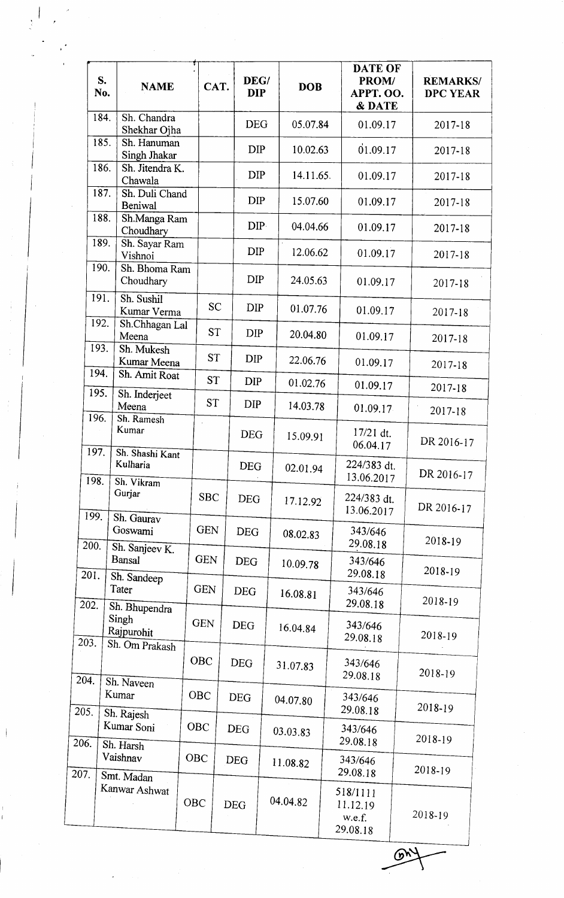| S. No. | NAME | CAT. | DEG/ DIP | DOB | DATE OF PROM/ APPT. OO. & DATE | REMARKS/ DPC YEAR |
|---|---|---|---|---|---|---|
| 184. | Sh. Chandra Shekhar Ojha | | DEG | 05.07.84 | 01.09.17 | 2017-18 |
| 185. | Sh. Hanuman Singh Jhakar | | DIP | 10.02.63 | 01.09.17 | 2017-18 |
| 186. | Sh. Jitendra K. Chawala | | DIP | 14.11.65. | 01.09.17 | 2017-18 |
| 187. | Sh. Duli Chand Beniwal | | DIP | 15.07.60 | 01.09.17 | 2017-18 |
| 188. | Sh.Manga Ram Choudhary | | DIP | 04.04.66 | 01.09.17 | 2017-18 |
| 189. | Sh. Sayar Ram Vishnoi | | DIP | 12.06.62 | 01.09.17 | 2017-18 |
| 190. | Sh. Bhoma Ram Choudhary | | DIP | 24.05.63 | 01.09.17 | 2017-18 |
| 191. | Sh. Sushil Kumar Verma | SC | DIP | 01.07.76 | 01.09.17 | 2017-18 |
| 192. | Sh.Chhagan Lal Meena | ST | DIP | 20.04.80 | 01.09.17 | 2017-18 |
| 193. | Sh. Mukesh Kumar Meena | ST | DIP | 22.06.76 | 01.09.17 | 2017-18 |
| 194. | Sh. Amit Roat | ST | DIP | 01.02.76 | 01.09.17 | 2017-18 |
| 195. | Sh. Inderjeet Meena | ST | DIP | 14.03.78 | 01.09.17 | 2017-18 |
| 196. | Sh. Ramesh Kumar | | DEG | 15.09.91 | 17/21 dt. 06.04.17 | DR 2016-17 |
| 197. | Sh. Shashi Kant Kulharia | | DEG | 02.01.94 | 224/383 dt. 13.06.2017 | DR 2016-17 |
| 198. | Sh. Vikram Gurjar | SBC | DEG | 17.12.92 | 224/383 dt. 13.06.2017 | DR 2016-17 |
| 199. | Sh. Gaurav Goswami | GEN | DEG | 08.02.83 | 343/646 29.08.18 | 2018-19 |
| 200. | Sh. Sanjeev K. Bansal | GEN | DEG | 10.09.78 | 343/646 29.08.18 | 2018-19 |
| 201. | Sh. Sandeep Tater | GEN | DEG | 16.08.81 | 343/646 29.08.18 | 2018-19 |
| 202. | Sh. Bhupendra Singh Rajpurohit | GEN | DEG | 16.04.84 | 343/646 29.08.18 | 2018-19 |
| 203. | Sh. Om Prakash | OBC | DEG | 31.07.83 | 343/646 29.08.18 | 2018-19 |
| 204. | Sh. Naveen Kumar | OBC | DEG | 04.07.80 | 343/646 29.08.18 | 2018-19 |
| 205. | Sh. Rajesh Kumar Soni | OBC | DEG | 03.03.83 | 343/646 29.08.18 | 2018-19 |
| 206. | Sh. Harsh Vaishnav | OBC | DEG | 11.08.82 | 343/646 29.08.18 | 2018-19 |
| 207. | Smt. Madan Kanwar Ashwat | OBC | DEG | 04.04.82 | 518/1111 11.12.19 w.e.f. 29.08.18 | 2018-19 |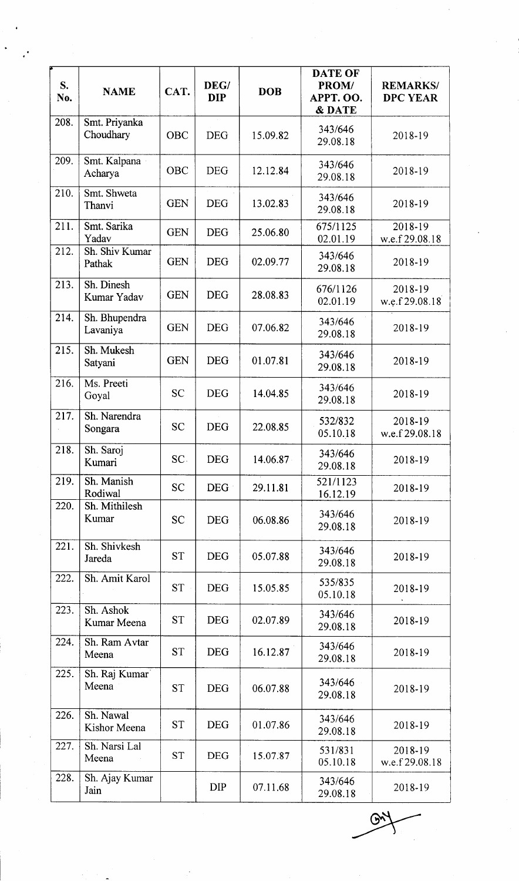| S. No. | NAME | CAT. | DEG/ DIP | DOB | DATE OF PROM/ APPT. OO. & DATE | REMARKS/ DPC YEAR |
|---|---|---|---|---|---|---|
| 208. | Smt. Priyanka Choudhary | OBC | DEG | 15.09.82 | 343/646 29.08.18 | 2018-19 |
| 209. | Smt. Kalpana Acharya | OBC | DEG | 12.12.84 | 343/646 29.08.18 | 2018-19 |
| 210. | Smt. Shweta Thanvi | GEN | DEG | 13.02.83 | 343/646 29.08.18 | 2018-19 |
| 211. | Smt. Sarika Yadav | GEN | DEG | 25.06.80 | 675/1125 02.01.19 | 2018-19 w.e.f 29.08.18 |
| 212. | Sh. Shiv Kumar Pathak | GEN | DEG | 02.09.77 | 343/646 29.08.18 | 2018-19 |
| 213. | Sh. Dinesh Kumar Yadav | GEN | DEG | 28.08.83 | 676/1126 02.01.19 | 2018-19 w.e.f 29.08.18 |
| 214. | Sh. Bhupendra Lavaniya | GEN | DEG | 07.06.82 | 343/646 29.08.18 | 2018-19 |
| 215. | Sh. Mukesh Satyani | GEN | DEG | 01.07.81 | 343/646 29.08.18 | 2018-19 |
| 216. | Ms. Preeti Goyal | SC | DEG | 14.04.85 | 343/646 29.08.18 | 2018-19 |
| 217. | Sh. Narendra Songara | SC | DEG | 22.08.85 | 532/832 05.10.18 | 2018-19 w.e.f 29.08.18 |
| 218. | Sh. Saroj Kumari | SC | DEG | 14.06.87 | 343/646 29.08.18 | 2018-19 |
| 219. | Sh. Manish Rodiwal | SC | DEG | 29.11.81 | 521/1123 16.12.19 | 2018-19 |
| 220. | Sh. Mithilesh Kumar | SC | DEG | 06.08.86 | 343/646 29.08.18 | 2018-19 |
| 221. | Sh. Shivkesh Jareda | ST | DEG | 05.07.88 | 343/646 29.08.18 | 2018-19 |
| 222. | Sh. Amit Karol | ST | DEG | 15.05.85 | 535/835 05.10.18 | 2018-19 |
| 223. | Sh. Ashok Kumar Meena | ST | DEG | 02.07.89 | 343/646 29.08.18 | 2018-19 |
| 224. | Sh. Ram Avtar Meena | ST | DEG | 16.12.87 | 343/646 29.08.18 | 2018-19 |
| 225. | Sh. Raj Kumar Meena | ST | DEG | 06.07.88 | 343/646 29.08.18 | 2018-19 |
| 226. | Sh. Nawal Kishor Meena | ST | DEG | 01.07.86 | 343/646 29.08.18 | 2018-19 |
| 227. | Sh. Narsi Lal Meena | ST | DEG | 15.07.87 | 531/831 05.10.18 | 2018-19 w.e.f 29.08.18 |
| 228. | Sh. Ajay Kumar Jain | | DIP | 07.11.68 | 343/646 29.08.18 | 2018-19 |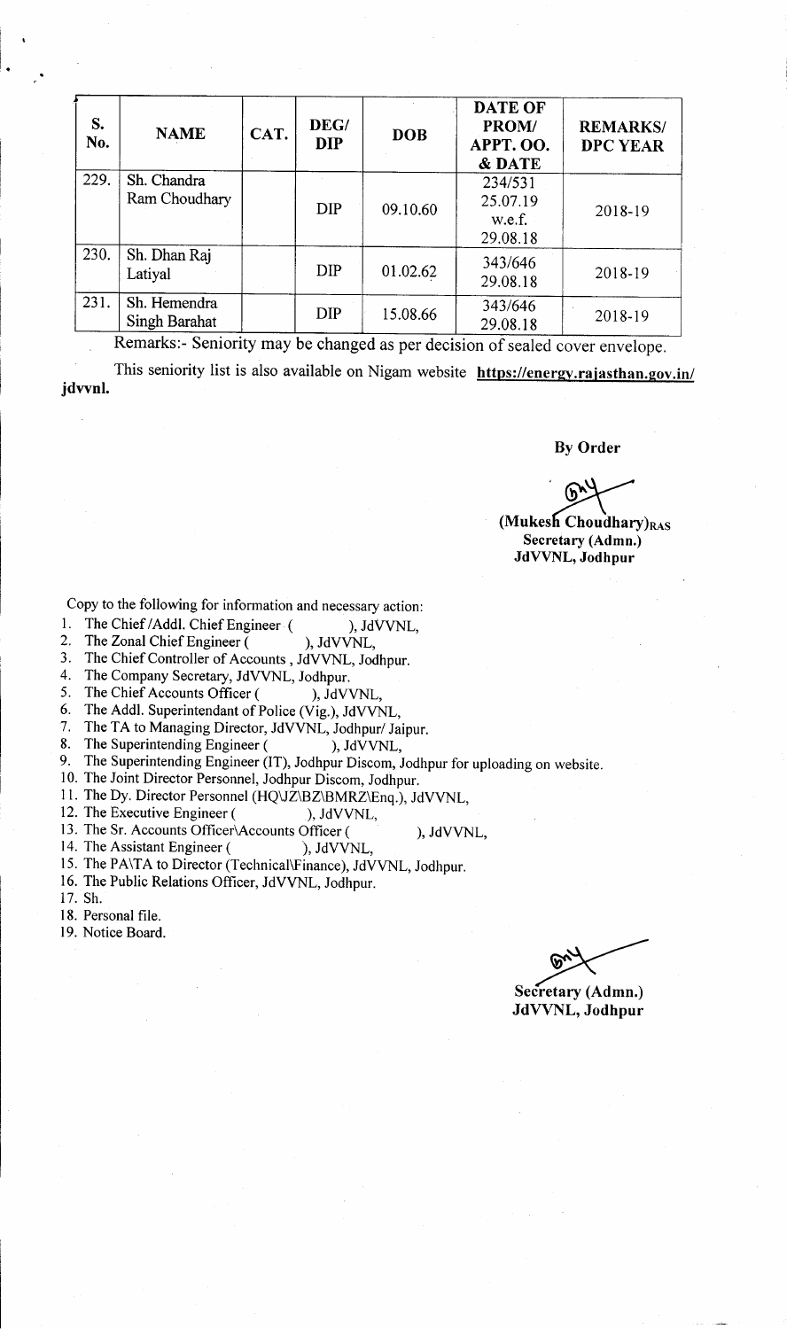| S. No. | NAME | CAT. | DEG/ DIP | DOB | DATE OF PROM/ APPT. OO. & DATE | REMARKS/ DPC YEAR |
|---|---|---|---|---|---|---|
| 229. | Sh. Chandra Ram Choudhary | | DIP | 09.10.60 | 234/531 25.07.19 w.e.f. 29.08.18 | 2018-19 |
| 230. | Sh. Dhan Raj Latiyal | | DIP | 01.02.62 | 343/646 29.08.18 | 2018-19 |
| 231. | Sh. Hemendra Singh Barahat | | DIP | 15.08.66 | 343/646 29.08.18 | 2018-19 |

Remarks:- Seniority may be changed as per decision of sealed cover envelope.

This seniority list is also available on Nigam website **https://energy.rajasthan.gov.in/jdvvnl.**

**By Order**

**(Mukesh Choudhary)RAS**
**Secretary (Admn.)**
**JdVVNL, Jodhpur**

Copy to the following for information and necessary action:

1. The Chief /Addl. Chief Engineer ( ), JdVVNL,
2. The Zonal Chief Engineer ( ), JdVVNL,
3. The Chief Controller of Accounts , JdVVNL, Jodhpur.
4. The Company Secretary, JdVVNL, Jodhpur.
5. The Chief Accounts Officer ( ), JdVVNL,
6. The Addl. Superintendant of Police (Vig.), JdVVNL,
7. The TA to Managing Director, JdVVNL, Jodhpur/ Jaipur.
8. The Superintending Engineer ( ), JdVVNL,
9. The Superintending Engineer (IT), Jodhpur Discom, Jodhpur for uploading on website.
10. The Joint Director Personnel, Jodhpur Discom, Jodhpur.
11. The Dy. Director Personnel (HQ\JZ\BZ\BMRZ\Enq.), JdVVNL,
12. The Executive Engineer ( ), JdVVNL,
13. The Sr. Accounts Officer\Accounts Officer ( ), JdVVNL,
14. The Assistant Engineer ( ), JdVVNL,
15. The PA\TA to Director (Technical\Finance), JdVVNL, Jodhpur.
16. The Public Relations Officer, JdVVNL, Jodhpur.
17. Sh.
18. Personal file.
19. Notice Board.

**Secretary (Admn.)**
**JdVVNL, Jodhpur**